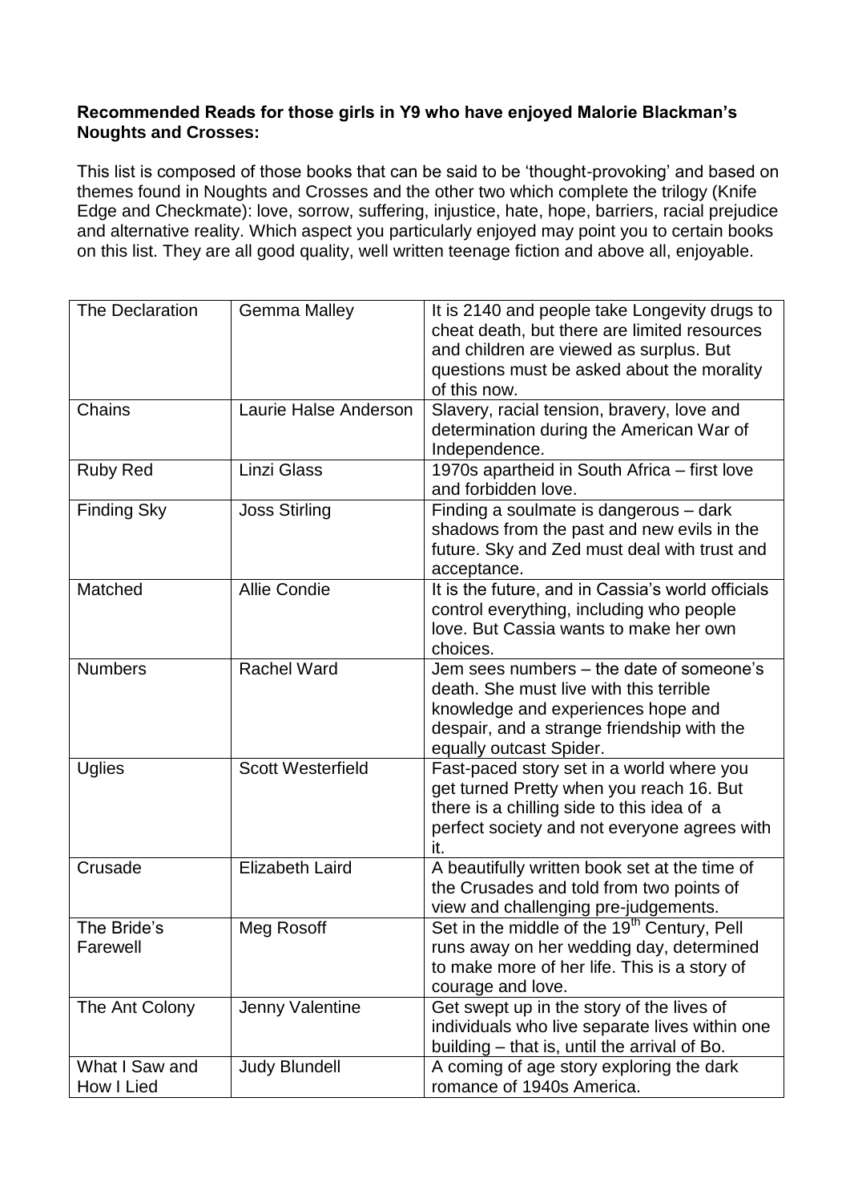**Recommended Reads for those girls in Y9 who have enjoyed Malorie Blackman's Noughts and Crosses:**

This list is composed of those books that can be said to be 'thought-provoking' and based on themes found in Noughts and Crosses and the other two which complete the trilogy (Knife Edge and Checkmate): love, sorrow, suffering, injustice, hate, hope, barriers, racial prejudice and alternative reality. Which aspect you particularly enjoyed may point you to certain books on this list. They are all good quality, well written teenage fiction and above all, enjoyable.

| | | |
|---|---|---|
| The Declaration | Gemma Malley | It is 2140 and people take Longevity drugs to cheat death, but there are limited resources and children are viewed as surplus. But questions must be asked about the morality of this now. |
| Chains | Laurie Halse Anderson | Slavery, racial tension, bravery, love and determination during the American War of Independence. |
| Ruby Red | Linzi Glass | 1970s apartheid in South Africa – first love and forbidden love. |
| Finding Sky | Joss Stirling | Finding a soulmate is dangerous – dark shadows from the past and new evils in the future. Sky and Zed must deal with trust and acceptance. |
| Matched | Allie Condie | It is the future, and in Cassia's world officials control everything, including who people love. But Cassia wants to make her own choices. |
| Numbers | Rachel Ward | Jem sees numbers – the date of someone's death. She must live with this terrible knowledge and experiences hope and despair, and a strange friendship with the equally outcast Spider. |
| Uglies | Scott Westerfield | Fast-paced story set in a world where you get turned Pretty when you reach 16. But there is a chilling side to this idea of a perfect society and not everyone agrees with it. |
| Crusade | Elizabeth Laird | A beautifully written book set at the time of the Crusades and told from two points of view and challenging pre-judgements. |
| The Bride's Farewell | Meg Rosoff | Set in the middle of the 19th Century, Pell runs away on her wedding day, determined to make more of her life. This is a story of courage and love. |
| The Ant Colony | Jenny Valentine | Get swept up in the story of the lives of individuals who live separate lives within one building – that is, until the arrival of Bo. |
| What I Saw and How I Lied | Judy Blundell | A coming of age story exploring the dark romance of 1940s America. |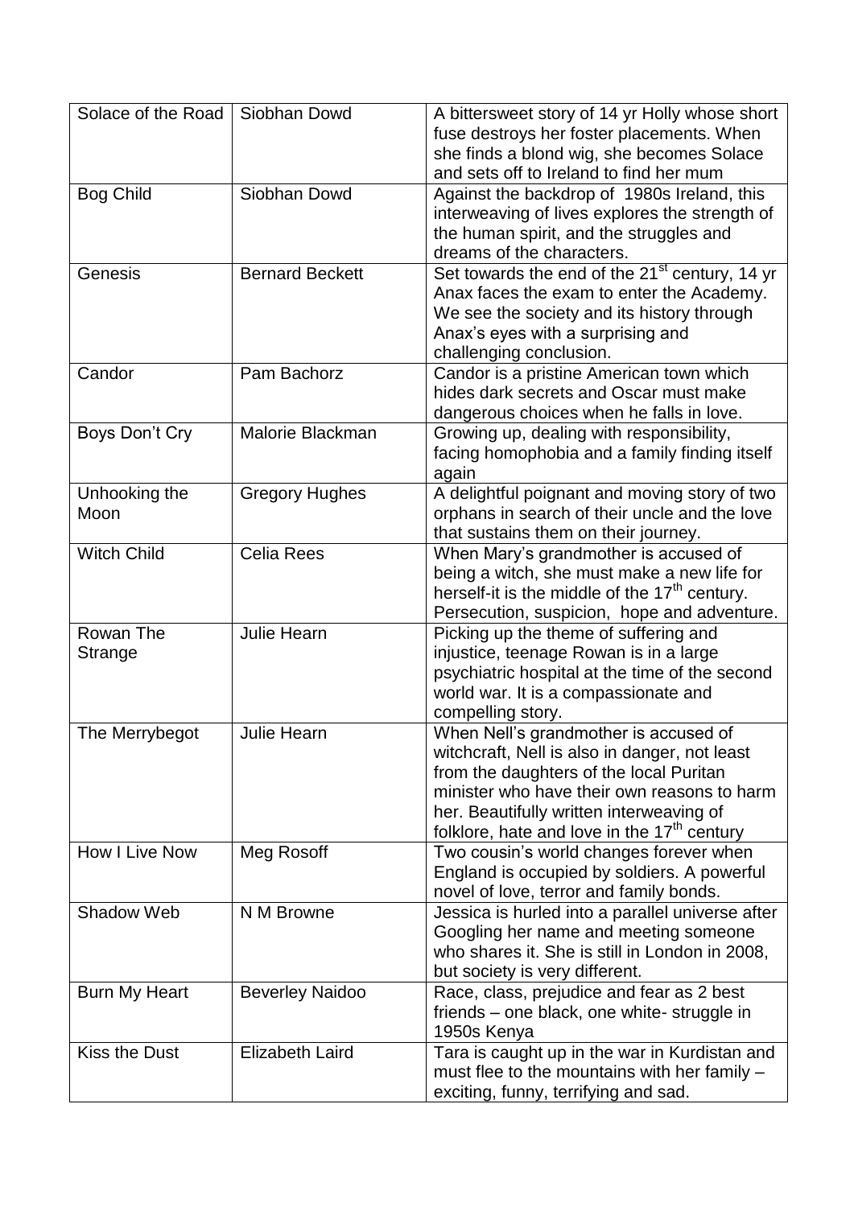| Solace of the Road | Siobhan Dowd | A bittersweet story of 14 yr Holly whose short fuse destroys her foster placements. When she finds a blond wig, she becomes Solace and sets off to Ireland to find her mum |
|---|---|---|
| Bog Child | Siobhan Dowd | Against the backdrop of 1980s Ireland, this interweaving of lives explores the strength of the human spirit, and the struggles and dreams of the characters. |
| Genesis | Bernard Beckett | Set towards the end of the 21st century, 14 yr Anax faces the exam to enter the Academy. We see the society and its history through Anax's eyes with a surprising and challenging conclusion. |
| Candor | Pam Bachorz | Candor is a pristine American town which hides dark secrets and Oscar must make dangerous choices when he falls in love. |
| Boys Don't Cry | Malorie Blackman | Growing up, dealing with responsibility, facing homophobia and a family finding itself again |
| Unhooking the Moon | Gregory Hughes | A delightful poignant and moving story of two orphans in search of their uncle and the love that sustains them on their journey. |
| Witch Child | Celia Rees | When Mary's grandmother is accused of being a witch, she must make a new life for herself-it is the middle of the 17th century. Persecution, suspicion, hope and adventure. |
| Rowan The Strange | Julie Hearn | Picking up the theme of suffering and injustice, teenage Rowan is in a large psychiatric hospital at the time of the second world war. It is a compassionate and compelling story. |
| The Merrybegot | Julie Hearn | When Nell's grandmother is accused of witchcraft, Nell is also in danger, not least from the daughters of the local Puritan minister who have their own reasons to harm her. Beautifully written interweaving of folklore, hate and love in the 17th century |
| How I Live Now | Meg Rosoff | Two cousin's world changes forever when England is occupied by soldiers. A powerful novel of love, terror and family bonds. |
| Shadow Web | N M Browne | Jessica is hurled into a parallel universe after Googling her name and meeting someone who shares it. She is still in London in 2008, but society is very different. |
| Burn My Heart | Beverley Naidoo | Race, class, prejudice and fear as 2 best friends – one black, one white- struggle in 1950s Kenya |
| Kiss the Dust | Elizabeth Laird | Tara is caught up in the war in Kurdistan and must flee to the mountains with her family – exciting, funny, terrifying and sad. |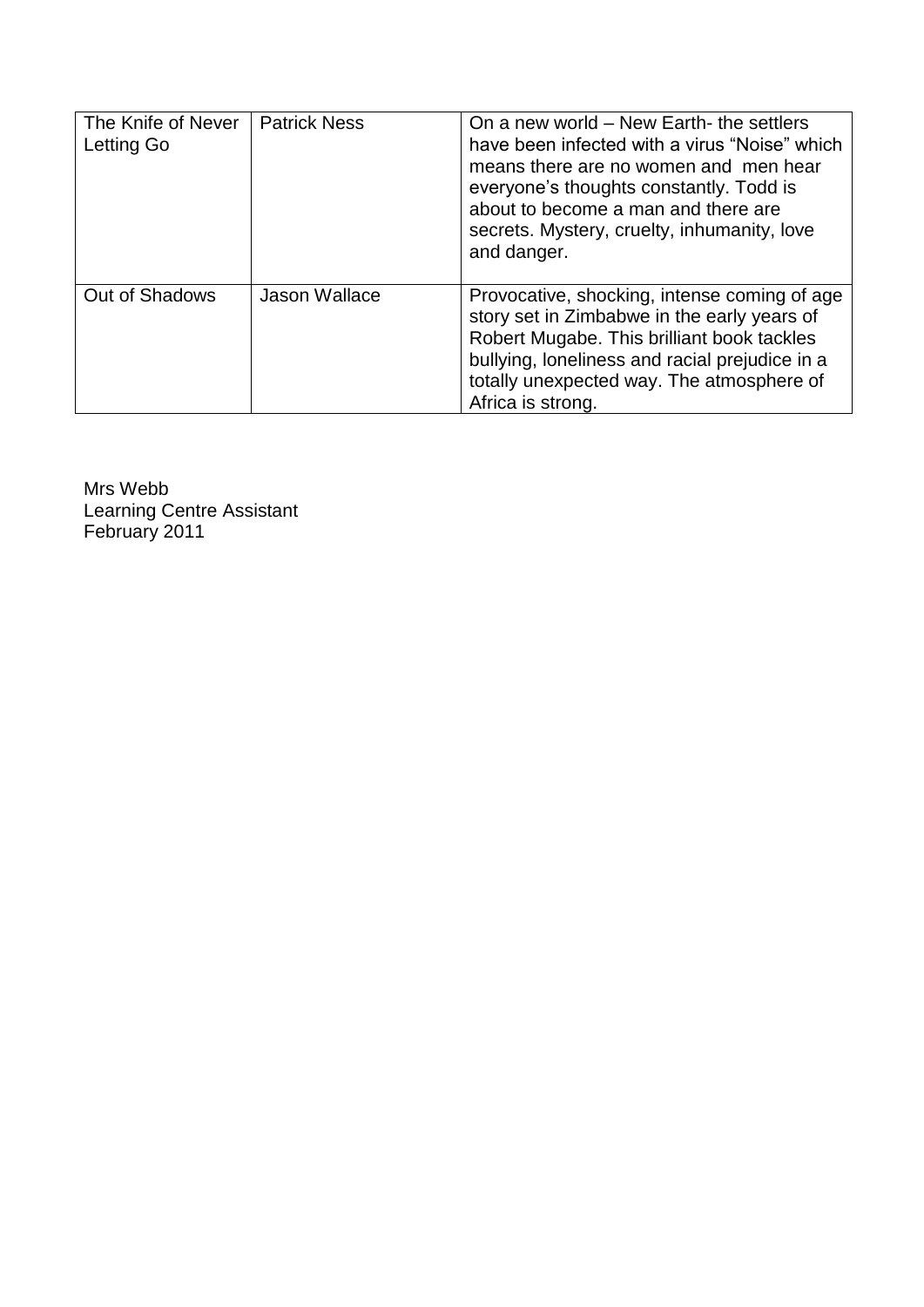| | | |
|---|---|---|
| The Knife of Never Letting Go | Patrick Ness | On a new world – New Earth- the settlers have been infected with a virus "Noise" which means there are no women and men hear everyone's thoughts constantly. Todd is about to become a man and there are secrets. Mystery, cruelty, inhumanity, love and danger. |
| Out of Shadows | Jason Wallace | Provocative, shocking, intense coming of age story set in Zimbabwe in the early years of Robert Mugabe. This brilliant book tackles bullying, loneliness and racial prejudice in a totally unexpected way. The atmosphere of Africa is strong. |

Mrs Webb
Learning Centre Assistant
February 2011